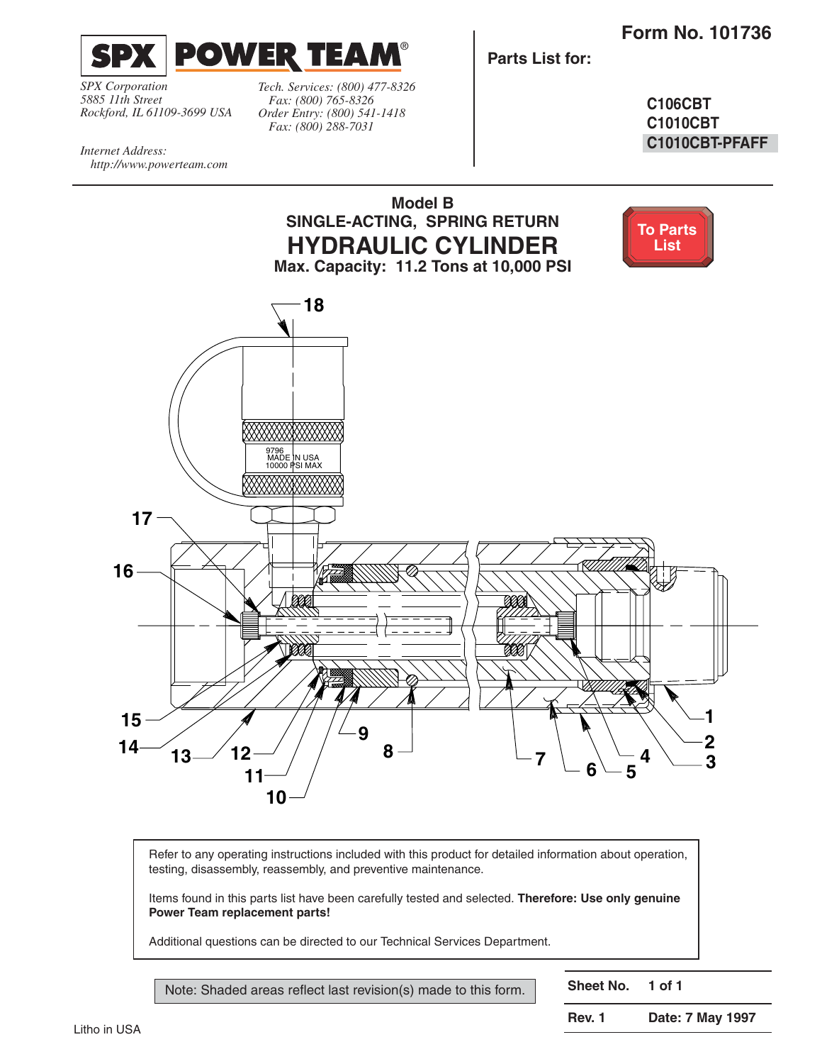**SPX POWER TEAM®**

*SPX Corporation*
*5885 11th Street*
*Rockford, IL 61109-3699 USA*

*Tech. Services: (800) 477-8326*
*Fax: (800) 765-8326*
*Order Entry: (800) 541-1418*
*Fax: (800) 288-7031*

*Internet Address:*
*http://www.powerteam.com*

**Form No. 101736**

**Parts List for:**

**C106CBT**
**C1010CBT**
**C1010CBT-PFAFF**

## Model B
## SINGLE-ACTING, SPRING RETURN
# HYDRAULIC CYLINDER
### Max. Capacity: 11.2 Tons at 10,000 PSI

To Parts List

9796
MADE IN USA
10000 PSI MAX

18, 17, 16, 15, 14, 13, 12, 11, 10, 9, 8, 7, 6, 5, 4, 3, 2, 1

Refer to any operating instructions included with this product for detailed information about operation, testing, disassembly, reassembly, and preventive maintenance.

Items found in this parts list have been carefully tested and selected. **Therefore: Use only genuine Power Team replacement parts!**

Additional questions can be directed to our Technical Services Department.

Note: Shaded areas reflect last revision(s) made to this form.

| **Sheet No.** | **1 of 1** |
|---|---|
| **Rev. 1** | **Date: 7 May 1997** |

Litho in USA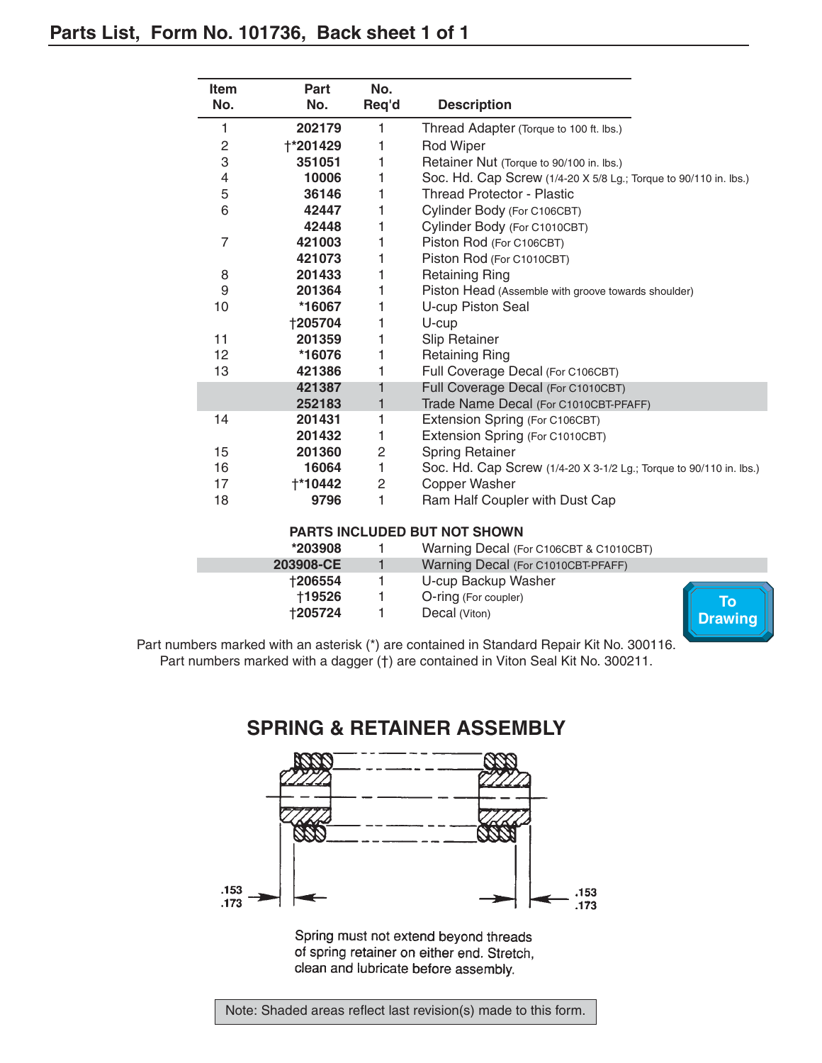## Parts List, Form No. 101736, Back sheet 1 of 1

| Item No. | Part No. | No. Req'd | Description |
|---|---|---|---|
| 1 | 202179 | 1 | Thread Adapter (Torque to 100 ft. lbs.) |
| 2 | †*201429 | 1 | Rod Wiper |
| 3 | 351051 | 1 | Retainer Nut (Torque to 90/100 in. lbs.) |
| 4 | 10006 | 1 | Soc. Hd. Cap Screw (1/4-20 X 5/8 Lg.; Torque to 90/110 in. lbs.) |
| 5 | 36146 | 1 | Thread Protector - Plastic |
| 6 | 42447 | 1 | Cylinder Body (For C106CBT) |
| | 42448 | 1 | Cylinder Body (For C1010CBT) |
| 7 | 421003 | 1 | Piston Rod (For C106CBT) |
| | 421073 | 1 | Piston Rod (For C1010CBT) |
| 8 | 201433 | 1 | Retaining Ring |
| 9 | 201364 | 1 | Piston Head (Assemble with groove towards shoulder) |
| 10 | *16067 | 1 | U-cup Piston Seal |
| | †205704 | 1 | U-cup |
| 11 | 201359 | 1 | Slip Retainer |
| 12 | *16076 | 1 | Retaining Ring |
| 13 | 421386 | 1 | Full Coverage Decal (For C106CBT) |
| | 421387 | 1 | Full Coverage Decal (For C1010CBT) |
| | 252183 | 1 | Trade Name Decal (For C1010CBT-PFAFF) |
| 14 | 201431 | 1 | Extension Spring (For C106CBT) |
| | 201432 | 1 | Extension Spring (For C1010CBT) |
| 15 | 201360 | 2 | Spring Retainer |
| 16 | 16064 | 1 | Soc. Hd. Cap Screw (1/4-20 X 3-1/2 Lg.; Torque to 90/110 in. lbs.) |
| 17 | †*10442 | 2 | Copper Washer |
| 18 | 9796 | 1 | Ram Half Coupler with Dust Cap |
| | **PARTS INCLUDED BUT NOT SHOWN** | | |
| | *203908 | 1 | Warning Decal (For C106CBT & C1010CBT) |
| | 203908-CE | 1 | Warning Decal (For C1010CBT-PFAFF) |
| | †206554 | 1 | U-cup Backup Washer |
| | †19526 | 1 | O-ring (For coupler) |
| | †205724 | 1 | Decal (Viton) |

To Drawing

Part numbers marked with an asterisk (*) are contained in Standard Repair Kit No. 300116.
Part numbers marked with a dagger (†) are contained in Viton Seal Kit No. 300211.

## SPRING & RETAINER ASSEMBLY

.153
.173

.153
.173

Spring must not extend beyond threads of spring retainer on either end. Stretch, clean and lubricate before assembly.

Note: Shaded areas reflect last revision(s) made to this form.